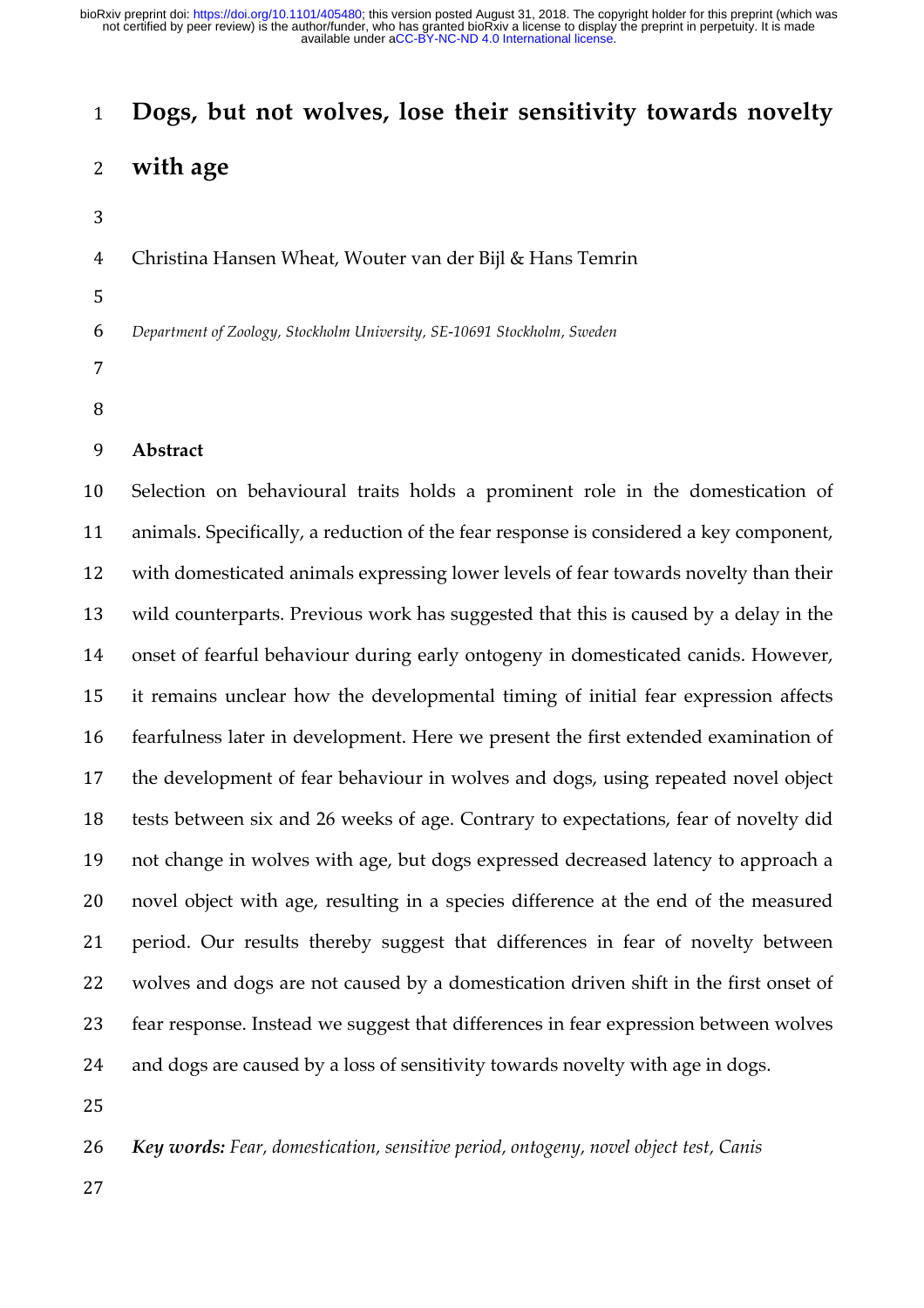# Dogs, but not wolves, lose their sensitivity towards novelty with age

Christina Hansen Wheat, Wouter van der Bijl & Hans Temrin

*Department of Zoology, Stockholm University, SE-10691 Stockholm, Sweden*

## Abstract

Selection on behavioural traits holds a prominent role in the domestication of animals. Specifically, a reduction of the fear response is considered a key component, with domesticated animals expressing lower levels of fear towards novelty than their wild counterparts. Previous work has suggested that this is caused by a delay in the onset of fearful behaviour during early ontogeny in domesticated canids. However, it remains unclear how the developmental timing of initial fear expression affects fearfulness later in development. Here we present the first extended examination of the development of fear behaviour in wolves and dogs, using repeated novel object tests between six and 26 weeks of age. Contrary to expectations, fear of novelty did not change in wolves with age, but dogs expressed decreased latency to approach a novel object with age, resulting in a species difference at the end of the measured period. Our results thereby suggest that differences in fear of novelty between wolves and dogs are not caused by a domestication driven shift in the first onset of fear response. Instead we suggest that differences in fear expression between wolves and dogs are caused by a loss of sensitivity towards novelty with age in dogs.

***Key words:*** *Fear, domestication, sensitive period, ontogeny, novel object test, Canis*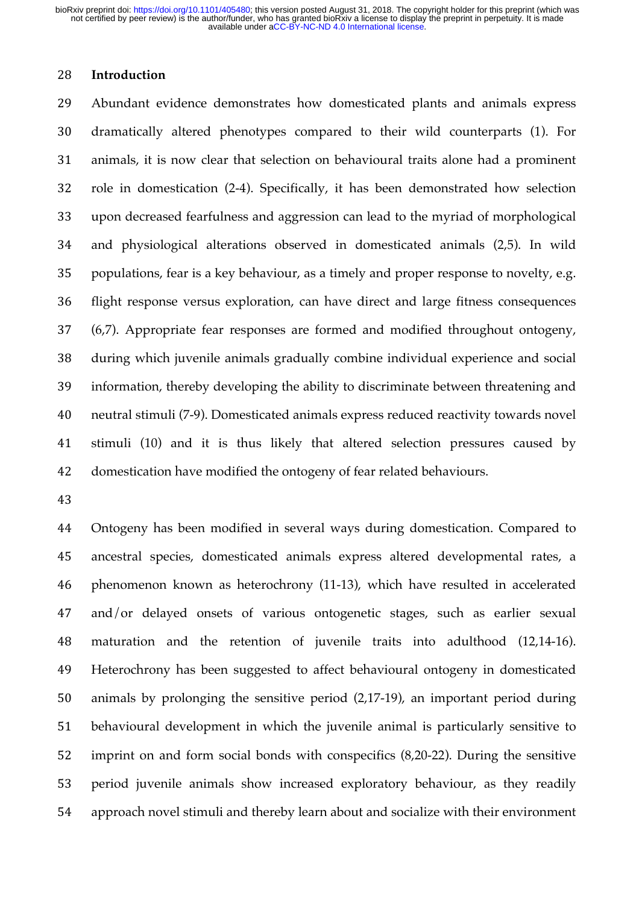## Introduction

Abundant evidence demonstrates how domesticated plants and animals express dramatically altered phenotypes compared to their wild counterparts (1). For animals, it is now clear that selection on behavioural traits alone had a prominent role in domestication (2-4). Specifically, it has been demonstrated how selection upon decreased fearfulness and aggression can lead to the myriad of morphological and physiological alterations observed in domesticated animals (2,5). In wild populations, fear is a key behaviour, as a timely and proper response to novelty, e.g. flight response versus exploration, can have direct and large fitness consequences (6,7). Appropriate fear responses are formed and modified throughout ontogeny, during which juvenile animals gradually combine individual experience and social information, thereby developing the ability to discriminate between threatening and neutral stimuli (7-9). Domesticated animals express reduced reactivity towards novel stimuli (10) and it is thus likely that altered selection pressures caused by domestication have modified the ontogeny of fear related behaviours.

Ontogeny has been modified in several ways during domestication. Compared to ancestral species, domesticated animals express altered developmental rates, a phenomenon known as heterochrony (11-13), which have resulted in accelerated and/or delayed onsets of various ontogenetic stages, such as earlier sexual maturation and the retention of juvenile traits into adulthood (12,14-16). Heterochrony has been suggested to affect behavioural ontogeny in domesticated animals by prolonging the sensitive period (2,17-19), an important period during behavioural development in which the juvenile animal is particularly sensitive to imprint on and form social bonds with conspecifics (8,20-22). During the sensitive period juvenile animals show increased exploratory behaviour, as they readily approach novel stimuli and thereby learn about and socialize with their environment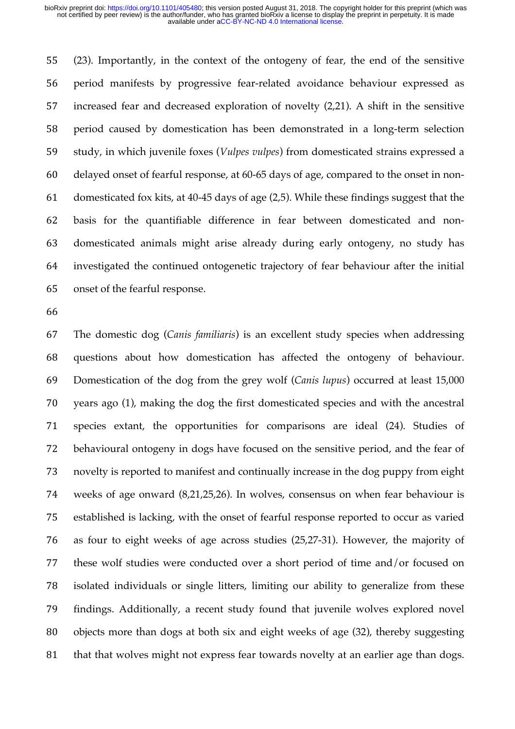(23). Importantly, in the context of the ontogeny of fear, the end of the sensitive period manifests by progressive fear-related avoidance behaviour expressed as increased fear and decreased exploration of novelty (2,21). A shift in the sensitive period caused by domestication has been demonstrated in a long-term selection study, in which juvenile foxes (*Vulpes vulpes*) from domesticated strains expressed a delayed onset of fearful response, at 60-65 days of age, compared to the onset in non-domesticated fox kits, at 40-45 days of age (2,5). While these findings suggest that the basis for the quantifiable difference in fear between domesticated and non-domesticated animals might arise already during early ontogeny, no study has investigated the continued ontogenetic trajectory of fear behaviour after the initial onset of the fearful response.

The domestic dog (*Canis familiaris*) is an excellent study species when addressing questions about how domestication has affected the ontogeny of behaviour. Domestication of the dog from the grey wolf (*Canis lupus*) occurred at least 15,000 years ago (1), making the dog the first domesticated species and with the ancestral species extant, the opportunities for comparisons are ideal (24). Studies of behavioural ontogeny in dogs have focused on the sensitive period, and the fear of novelty is reported to manifest and continually increase in the dog puppy from eight weeks of age onward (8,21,25,26). In wolves, consensus on when fear behaviour is established is lacking, with the onset of fearful response reported to occur as varied as four to eight weeks of age across studies (25,27-31). However, the majority of these wolf studies were conducted over a short period of time and/or focused on isolated individuals or single litters, limiting our ability to generalize from these findings. Additionally, a recent study found that juvenile wolves explored novel objects more than dogs at both six and eight weeks of age (32), thereby suggesting that that wolves might not express fear towards novelty at an earlier age than dogs.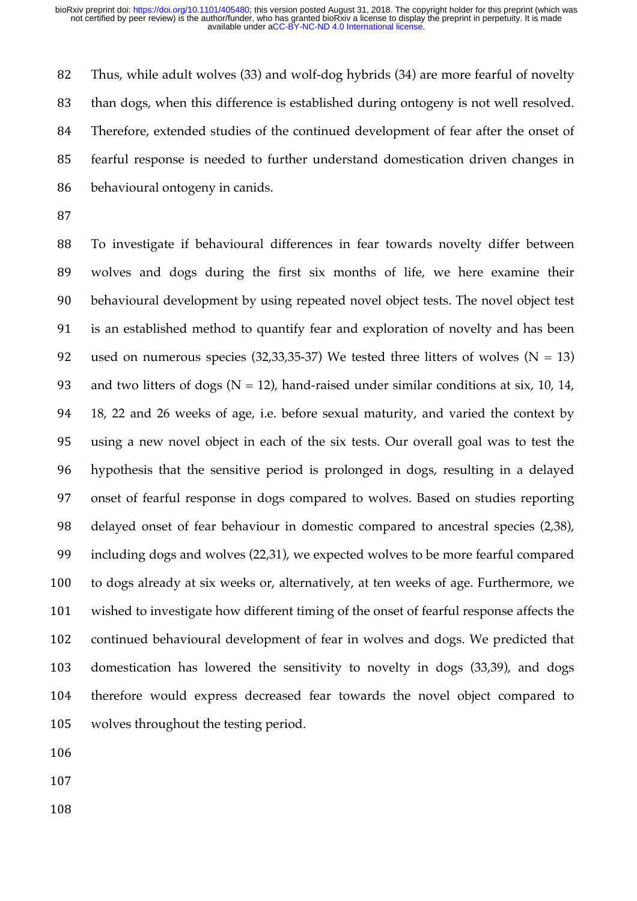Thus, while adult wolves (33) and wolf-dog hybrids (34) are more fearful of novelty than dogs, when this difference is established during ontogeny is not well resolved. Therefore, extended studies of the continued development of fear after the onset of fearful response is needed to further understand domestication driven changes in behavioural ontogeny in canids.

To investigate if behavioural differences in fear towards novelty differ between wolves and dogs during the first six months of life, we here examine their behavioural development by using repeated novel object tests. The novel object test is an established method to quantify fear and exploration of novelty and has been used on numerous species (32,33,35-37) We tested three litters of wolves (N = 13) and two litters of dogs (N = 12), hand-raised under similar conditions at six, 10, 14, 18, 22 and 26 weeks of age, i.e. before sexual maturity, and varied the context by using a new novel object in each of the six tests. Our overall goal was to test the hypothesis that the sensitive period is prolonged in dogs, resulting in a delayed onset of fearful response in dogs compared to wolves. Based on studies reporting delayed onset of fear behaviour in domestic compared to ancestral species (2,38), including dogs and wolves (22,31), we expected wolves to be more fearful compared to dogs already at six weeks or, alternatively, at ten weeks of age. Furthermore, we wished to investigate how different timing of the onset of fearful response affects the continued behavioural development of fear in wolves and dogs. We predicted that domestication has lowered the sensitivity to novelty in dogs (33,39), and dogs therefore would express decreased fear towards the novel object compared to wolves throughout the testing period.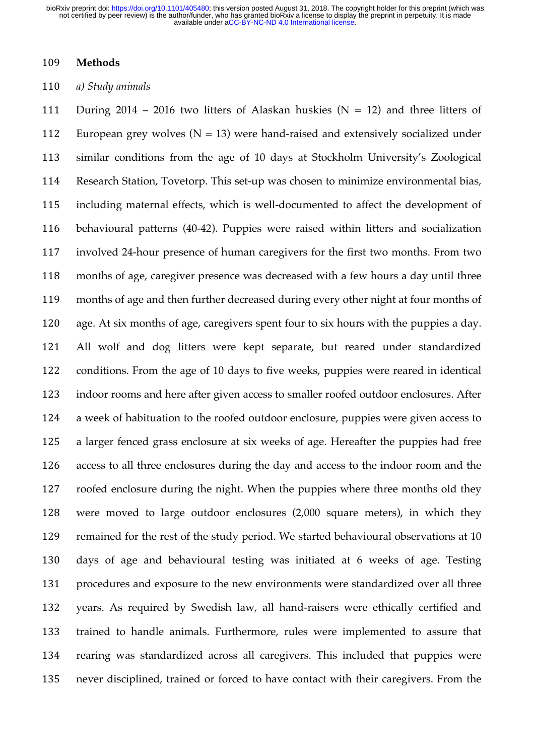## Methods

*a) Study animals*

During 2014 – 2016 two litters of Alaskan huskies (N = 12) and three litters of European grey wolves (N = 13) were hand-raised and extensively socialized under similar conditions from the age of 10 days at Stockholm University's Zoological Research Station, Tovetorp. This set-up was chosen to minimize environmental bias, including maternal effects, which is well-documented to affect the development of behavioural patterns (40-42). Puppies were raised within litters and socialization involved 24-hour presence of human caregivers for the first two months. From two months of age, caregiver presence was decreased with a few hours a day until three months of age and then further decreased during every other night at four months of age. At six months of age, caregivers spent four to six hours with the puppies a day. All wolf and dog litters were kept separate, but reared under standardized conditions. From the age of 10 days to five weeks, puppies were reared in identical indoor rooms and here after given access to smaller roofed outdoor enclosures. After a week of habituation to the roofed outdoor enclosure, puppies were given access to a larger fenced grass enclosure at six weeks of age. Hereafter the puppies had free access to all three enclosures during the day and access to the indoor room and the roofed enclosure during the night. When the puppies where three months old they were moved to large outdoor enclosures (2,000 square meters), in which they remained for the rest of the study period. We started behavioural observations at 10 days of age and behavioural testing was initiated at 6 weeks of age. Testing procedures and exposure to the new environments were standardized over all three years. As required by Swedish law, all hand-raisers were ethically certified and trained to handle animals. Furthermore, rules were implemented to assure that rearing was standardized across all caregivers. This included that puppies were never disciplined, trained or forced to have contact with their caregivers. From the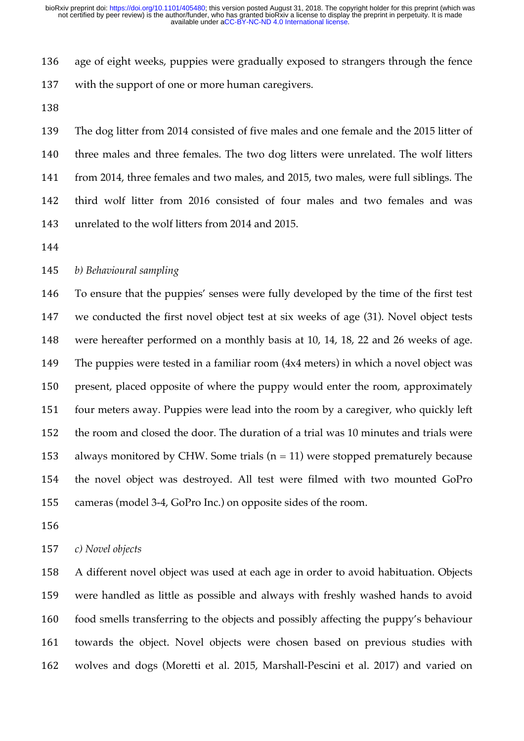age of eight weeks, puppies were gradually exposed to strangers through the fence with the support of one or more human caregivers.

The dog litter from 2014 consisted of five males and one female and the 2015 litter of three males and three females. The two dog litters were unrelated. The wolf litters from 2014, three females and two males, and 2015, two males, were full siblings. The third wolf litter from 2016 consisted of four males and two females and was unrelated to the wolf litters from 2014 and 2015.

*b) Behavioural sampling*

To ensure that the puppies' senses were fully developed by the time of the first test we conducted the first novel object test at six weeks of age (31). Novel object tests were hereafter performed on a monthly basis at 10, 14, 18, 22 and 26 weeks of age. The puppies were tested in a familiar room (4x4 meters) in which a novel object was present, placed opposite of where the puppy would enter the room, approximately four meters away. Puppies were lead into the room by a caregiver, who quickly left the room and closed the door. The duration of a trial was 10 minutes and trials were always monitored by CHW. Some trials (n = 11) were stopped prematurely because the novel object was destroyed. All test were filmed with two mounted GoPro cameras (model 3-4, GoPro Inc.) on opposite sides of the room.

*c) Novel objects*

A different novel object was used at each age in order to avoid habituation. Objects were handled as little as possible and always with freshly washed hands to avoid food smells transferring to the objects and possibly affecting the puppy's behaviour towards the object. Novel objects were chosen based on previous studies with wolves and dogs (Moretti et al. 2015, Marshall-Pescini et al. 2017) and varied on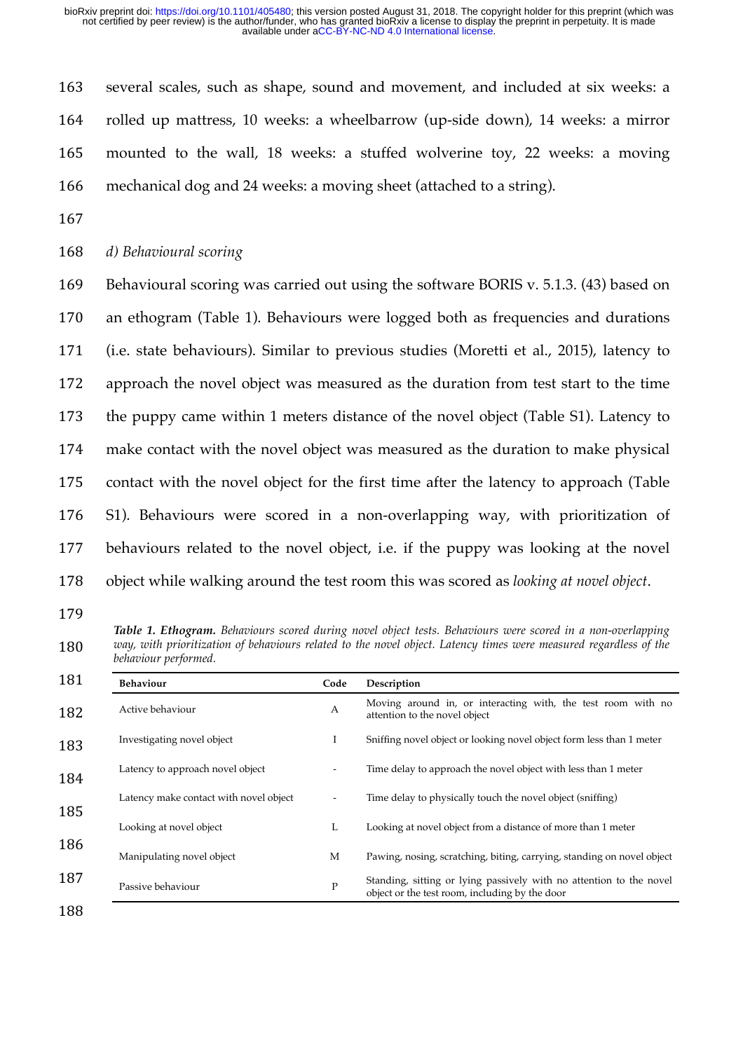several scales, such as shape, sound and movement, and included at six weeks: a rolled up mattress, 10 weeks: a wheelbarrow (up-side down), 14 weeks: a mirror mounted to the wall, 18 weeks: a stuffed wolverine toy, 22 weeks: a moving mechanical dog and 24 weeks: a moving sheet (attached to a string).

*d) Behavioural scoring*

Behavioural scoring was carried out using the software BORIS v. 5.1.3. (43) based on an ethogram (Table 1). Behaviours were logged both as frequencies and durations (i.e. state behaviours). Similar to previous studies (Moretti et al., 2015), latency to approach the novel object was measured as the duration from test start to the time the puppy came within 1 meters distance of the novel object (Table S1). Latency to make contact with the novel object was measured as the duration to make physical contact with the novel object for the first time after the latency to approach (Table S1). Behaviours were scored in a non-overlapping way, with prioritization of behaviours related to the novel object, i.e. if the puppy was looking at the novel object while walking around the test room this was scored as *looking at novel object*.

***Table 1. Ethogram.*** *Behaviours scored during novel object tests. Behaviours were scored in a non-overlapping way, with prioritization of behaviours related to the novel object. Latency times were measured regardless of the behaviour performed.*

| Behaviour | Code | Description |
|---|---|---|
| Active behaviour | A | Moving around in, or interacting with, the test room with no attention to the novel object |
| Investigating novel object | I | Sniffing novel object or looking novel object form less than 1 meter |
| Latency to approach novel object | - | Time delay to approach the novel object with less than 1 meter |
| Latency make contact with novel object | - | Time delay to physically touch the novel object (sniffing) |
| Looking at novel object | L | Looking at novel object from a distance of more than 1 meter |
| Manipulating novel object | M | Pawing, nosing, scratching, biting, carrying, standing on novel object |
| Passive behaviour | P | Standing, sitting or lying passively with no attention to the novel object or the test room, including by the door |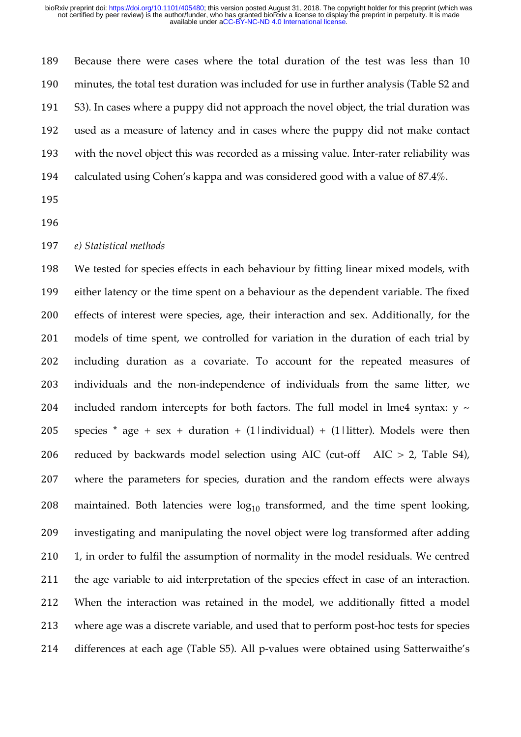Because there were cases where the total duration of the test was less than 10 minutes, the total test duration was included for use in further analysis (Table S2 and S3). In cases where a puppy did not approach the novel object, the trial duration was used as a measure of latency and in cases where the puppy did not make contact with the novel object this was recorded as a missing value. Inter-rater reliability was calculated using Cohen's kappa and was considered good with a value of 87.4%.

*e) Statistical methods*

We tested for species effects in each behaviour by fitting linear mixed models, with either latency or the time spent on a behaviour as the dependent variable. The fixed effects of interest were species, age, their interaction and sex. Additionally, for the models of time spent, we controlled for variation in the duration of each trial by including duration as a covariate. To account for the repeated measures of individuals and the non-independence of individuals from the same litter, we included random intercepts for both factors. The full model in lme4 syntax: y ~ species * age + sex + duration + (1|individual) + (1|litter). Models were then reduced by backwards model selection using AIC (cut-off  AIC > 2, Table S4), where the parameters for species, duration and the random effects were always maintained. Both latencies were $\log_{10}$ transformed, and the time spent looking, investigating and manipulating the novel object were log transformed after adding 1, in order to fulfil the assumption of normality in the model residuals. We centred the age variable to aid interpretation of the species effect in case of an interaction. When the interaction was retained in the model, we additionally fitted a model where age was a discrete variable, and used that to perform post-hoc tests for species differences at each age (Table S5). All p-values were obtained using Satterwaithe's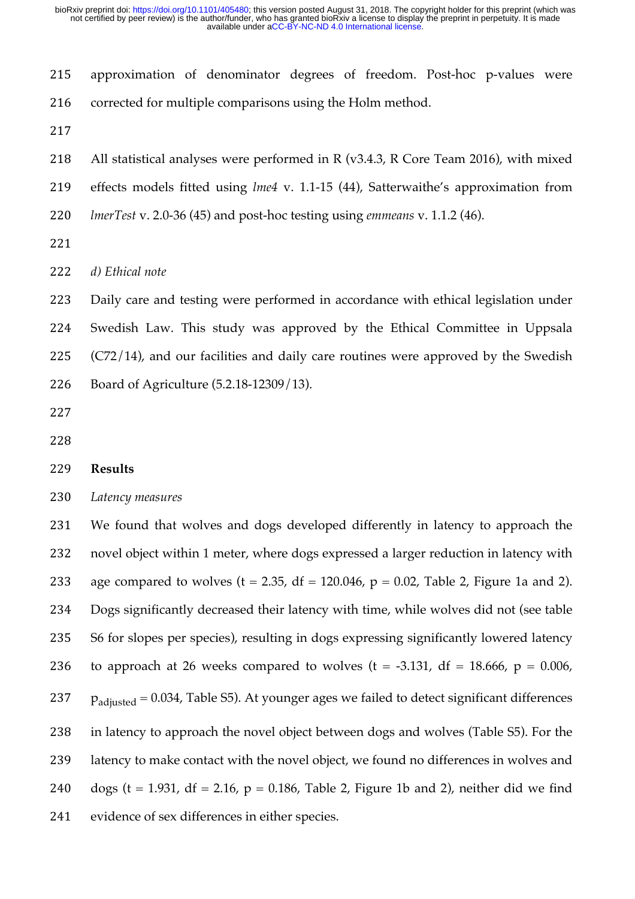approximation of denominator degrees of freedom. Post-hoc p-values were corrected for multiple comparisons using the Holm method.

All statistical analyses were performed in R (v3.4.3, R Core Team 2016), with mixed effects models fitted using *lme4* v. 1.1-15 (44), Satterwaithe's approximation from *lmerTest* v. 2.0-36 (45) and post-hoc testing using *emmeans* v. 1.1.2 (46).

*d) Ethical note*

Daily care and testing were performed in accordance with ethical legislation under Swedish Law. This study was approved by the Ethical Committee in Uppsala (C72/14), and our facilities and daily care routines were approved by the Swedish Board of Agriculture (5.2.18-12309/13).

## Results

*Latency measures*

We found that wolves and dogs developed differently in latency to approach the novel object within 1 meter, where dogs expressed a larger reduction in latency with age compared to wolves ($t = 2.35$, $df = 120.046$, $p = 0.02$, Table 2, Figure 1a and 2). Dogs significantly decreased their latency with time, while wolves did not (see table S6 for slopes per species), resulting in dogs expressing significantly lowered latency to approach at 26 weeks compared to wolves ($t = -3.131$, $df = 18.666$, $p = 0.006$, $p_{adjusted} = 0.034$, Table S5). At younger ages we failed to detect significant differences in latency to approach the novel object between dogs and wolves (Table S5). For the latency to make contact with the novel object, we found no differences in wolves and dogs ($t = 1.931$, $df = 2.16$, $p = 0.186$, Table 2, Figure 1b and 2), neither did we find evidence of sex differences in either species.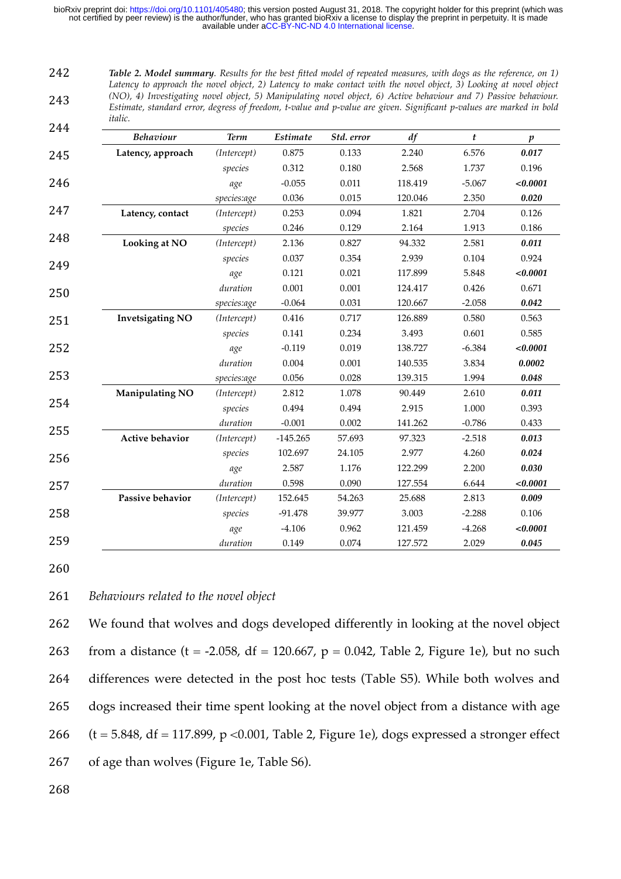*Table 2. Model summary. Results for the best fitted model of repeated measures, with dogs as the reference, on 1) Latency to approach the novel object, 2) Latency to make contact with the novel object, 3) Looking at novel object (NO), 4) Investigating novel object, 5) Manipulating novel object, 6) Active behaviour and 7) Passive behaviour. Estimate, standard error, degress of freedom, t-value and p-value are given. Significant p-values are marked in bold italic.*

| Behaviour | Term | Estimate | Std. error | df | t | p |
|---|---|---|---|---|---|---|
| **Latency, approach** | *(Intercept)* | 0.875 | 0.133 | 2.240 | 6.576 | ***0.017*** |
| | *species* | 0.312 | 0.180 | 2.568 | 1.737 | 0.196 |
| | *age* | -0.055 | 0.011 | 118.419 | -5.067 | ***<0.0001*** |
| | *species:age* | 0.036 | 0.015 | 120.046 | 2.350 | ***0.020*** |
| **Latency, contact** | *(Intercept)* | 0.253 | 0.094 | 1.821 | 2.704 | 0.126 |
| | *species* | 0.246 | 0.129 | 2.164 | 1.913 | 0.186 |
| **Looking at NO** | *(Intercept)* | 2.136 | 0.827 | 94.332 | 2.581 | ***0.011*** |
| | *species* | 0.037 | 0.354 | 2.939 | 0.104 | 0.924 |
| | *age* | 0.121 | 0.021 | 117.899 | 5.848 | ***<0.0001*** |
| | *duration* | 0.001 | 0.001 | 124.417 | 0.426 | 0.671 |
| | *species:age* | -0.064 | 0.031 | 120.667 | -2.058 | ***0.042*** |
| **Invetsigating NO** | *(Intercept)* | 0.416 | 0.717 | 126.889 | 0.580 | 0.563 |
| | *species* | 0.141 | 0.234 | 3.493 | 0.601 | 0.585 |
| | *age* | -0.119 | 0.019 | 138.727 | -6.384 | ***<0.0001*** |
| | *duration* | 0.004 | 0.001 | 140.535 | 3.834 | ***0.0002*** |
| | *species:age* | 0.056 | 0.028 | 139.315 | 1.994 | ***0.048*** |
| **Manipulating NO** | *(Intercept)* | 2.812 | 1.078 | 90.449 | 2.610 | ***0.011*** |
| | *species* | 0.494 | 0.494 | 2.915 | 1.000 | 0.393 |
| | *duration* | -0.001 | 0.002 | 141.262 | -0.786 | 0.433 |
| **Active behavior** | *(Intercept)* | -145.265 | 57.693 | 97.323 | -2.518 | ***0.013*** |
| | *species* | 102.697 | 24.105 | 2.977 | 4.260 | ***0.024*** |
| | *age* | 2.587 | 1.176 | 122.299 | 2.200 | ***0.030*** |
| | *duration* | 0.598 | 0.090 | 127.554 | 6.644 | ***<0.0001*** |
| **Passive behavior** | *(Intercept)* | 152.645 | 54.263 | 25.688 | 2.813 | ***0.009*** |
| | *species* | -91.478 | 39.977 | 3.003 | -2.288 | 0.106 |
| | *age* | -4.106 | 0.962 | 121.459 | -4.268 | ***<0.0001*** |
| | *duration* | 0.149 | 0.074 | 127.572 | 2.029 | ***0.045*** |

*Behaviours related to the novel object*

We found that wolves and dogs developed differently in looking at the novel object from a distance ($t = -2.058$, $df = 120.667$, $p = 0.042$, Table 2, Figure 1e), but no such differences were detected in the post hoc tests (Table S5). While both wolves and dogs increased their time spent looking at the novel object from a distance with age ($t = 5.848$, $df = 117.899$, $p < 0.001$, Table 2, Figure 1e), dogs expressed a stronger effect of age than wolves (Figure 1e, Table S6).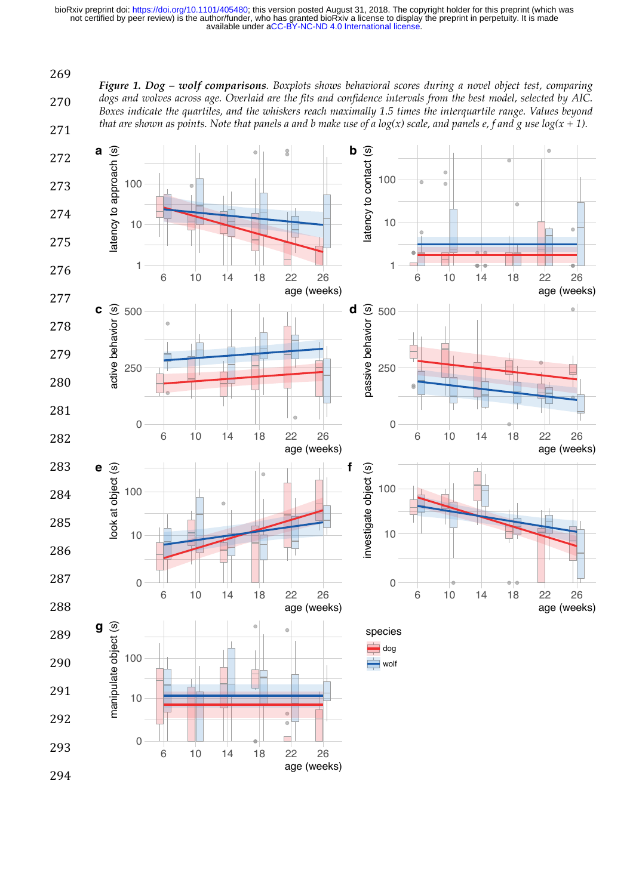*Figure 1. **Dog – wolf comparisons**. Boxplots shows behavioral scores during a novel object test, comparing dogs and wolves across age. Overlaid are the fits and confidence intervals from the best model, selected by AIC. Boxes indicate the quartiles, and the whiskers reach maximally 1.5 times the interquartile range. Values beyond that are shown as points. Note that panels a and b make use of a log(x) scale, and panels e, f and g use log(x + 1).*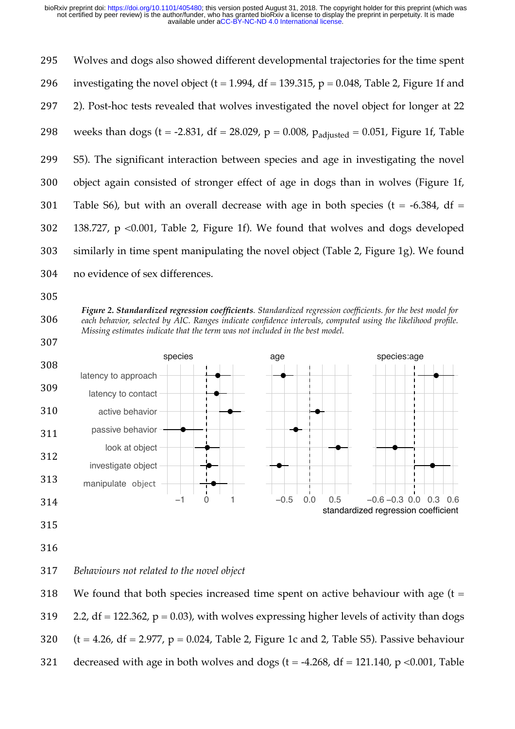Wolves and dogs also showed different developmental trajectories for the time spent investigating the novel object (t = 1.994, df = 139.315, p = 0.048, Table 2, Figure 1f and 2). Post-hoc tests revealed that wolves investigated the novel object for longer at 22 weeks than dogs (t = -2.831, df = 28.029, p = 0.008, $p_{adjusted}$ = 0.051, Figure 1f, Table S5). The significant interaction between species and age in investigating the novel object again consisted of stronger effect of age in dogs than in wolves (Figure 1f, Table S6), but with an overall decrease with age in both species (t = -6.384, df = 138.727, p <0.001, Table 2, Figure 1f). We found that wolves and dogs developed similarly in time spent manipulating the novel object (Table 2, Figure 1g). We found no evidence of sex differences.

***Figure 2. Standardized regression coefficients***. *Standardized regression coefficients. for the best model for each behavior, selected by AIC. Ranges indicate confidence intervals, computed using the likelihood profile. Missing estimates indicate that the term was not included in the best model.*

*Behaviours not related to the novel object*

We found that both species increased time spent on active behaviour with age (t = 2.2, df = 122.362, p = 0.03), with wolves expressing higher levels of activity than dogs (t = 4.26, df = 2.977, p = 0.024, Table 2, Figure 1c and 2, Table S5). Passive behaviour decreased with age in both wolves and dogs (t = -4.268, df = 121.140, p <0.001, Table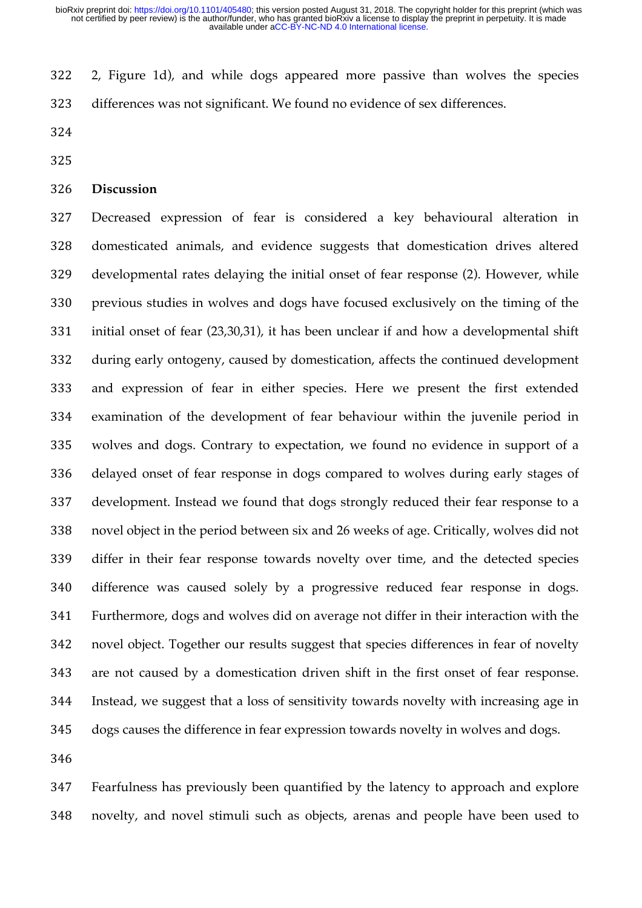2, Figure 1d), and while dogs appeared more passive than wolves the species differences was not significant. We found no evidence of sex differences.

## Discussion

Decreased expression of fear is considered a key behavioural alteration in domesticated animals, and evidence suggests that domestication drives altered developmental rates delaying the initial onset of fear response (2). However, while previous studies in wolves and dogs have focused exclusively on the timing of the initial onset of fear (23,30,31), it has been unclear if and how a developmental shift during early ontogeny, caused by domestication, affects the continued development and expression of fear in either species. Here we present the first extended examination of the development of fear behaviour within the juvenile period in wolves and dogs. Contrary to expectation, we found no evidence in support of a delayed onset of fear response in dogs compared to wolves during early stages of development. Instead we found that dogs strongly reduced their fear response to a novel object in the period between six and 26 weeks of age. Critically, wolves did not differ in their fear response towards novelty over time, and the detected species difference was caused solely by a progressive reduced fear response in dogs. Furthermore, dogs and wolves did on average not differ in their interaction with the novel object. Together our results suggest that species differences in fear of novelty are not caused by a domestication driven shift in the first onset of fear response. Instead, we suggest that a loss of sensitivity towards novelty with increasing age in dogs causes the difference in fear expression towards novelty in wolves and dogs.

Fearfulness has previously been quantified by the latency to approach and explore novelty, and novel stimuli such as objects, arenas and people have been used to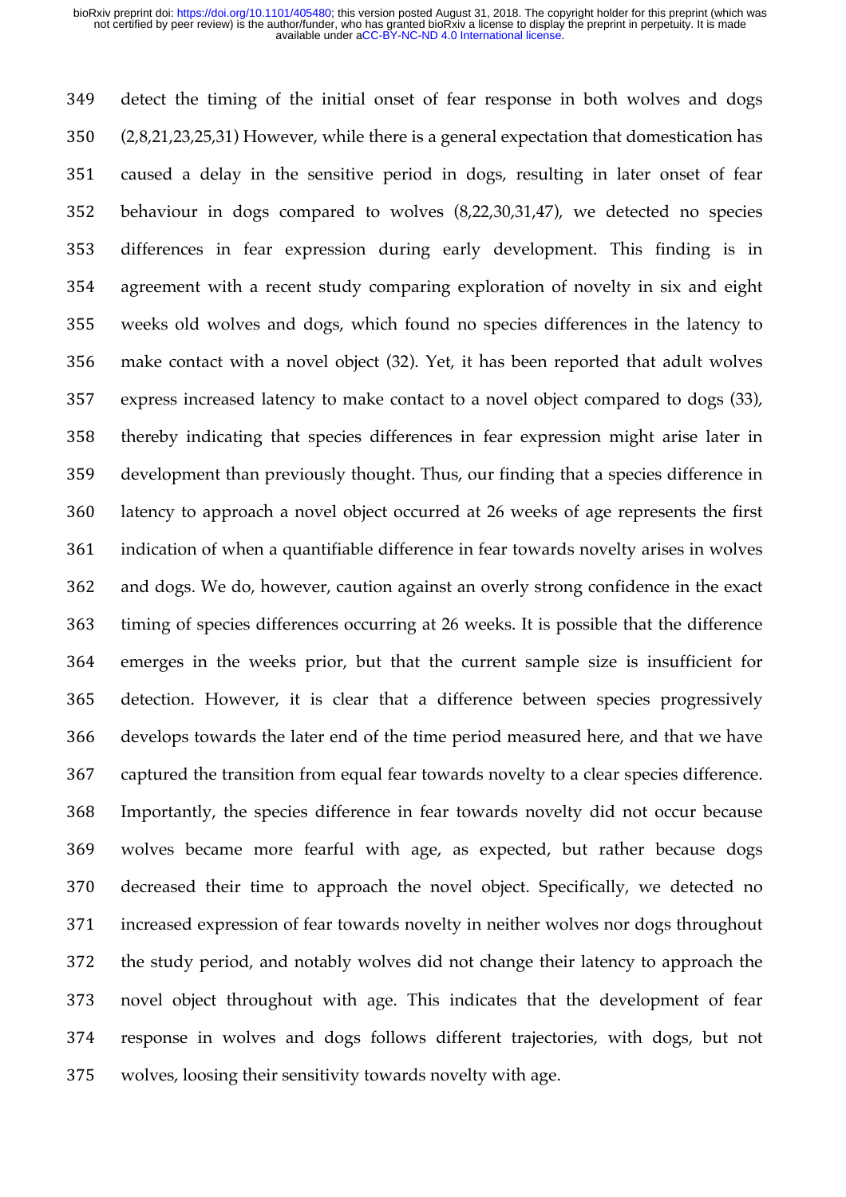detect the timing of the initial onset of fear response in both wolves and dogs (2,8,21,23,25,31) However, while there is a general expectation that domestication has caused a delay in the sensitive period in dogs, resulting in later onset of fear behaviour in dogs compared to wolves (8,22,30,31,47), we detected no species differences in fear expression during early development. This finding is in agreement with a recent study comparing exploration of novelty in six and eight weeks old wolves and dogs, which found no species differences in the latency to make contact with a novel object (32). Yet, it has been reported that adult wolves express increased latency to make contact to a novel object compared to dogs (33), thereby indicating that species differences in fear expression might arise later in development than previously thought. Thus, our finding that a species difference in latency to approach a novel object occurred at 26 weeks of age represents the first indication of when a quantifiable difference in fear towards novelty arises in wolves and dogs. We do, however, caution against an overly strong confidence in the exact timing of species differences occurring at 26 weeks. It is possible that the difference emerges in the weeks prior, but that the current sample size is insufficient for detection. However, it is clear that a difference between species progressively develops towards the later end of the time period measured here, and that we have captured the transition from equal fear towards novelty to a clear species difference. Importantly, the species difference in fear towards novelty did not occur because wolves became more fearful with age, as expected, but rather because dogs decreased their time to approach the novel object. Specifically, we detected no increased expression of fear towards novelty in neither wolves nor dogs throughout the study period, and notably wolves did not change their latency to approach the novel object throughout with age. This indicates that the development of fear response in wolves and dogs follows different trajectories, with dogs, but not wolves, loosing their sensitivity towards novelty with age.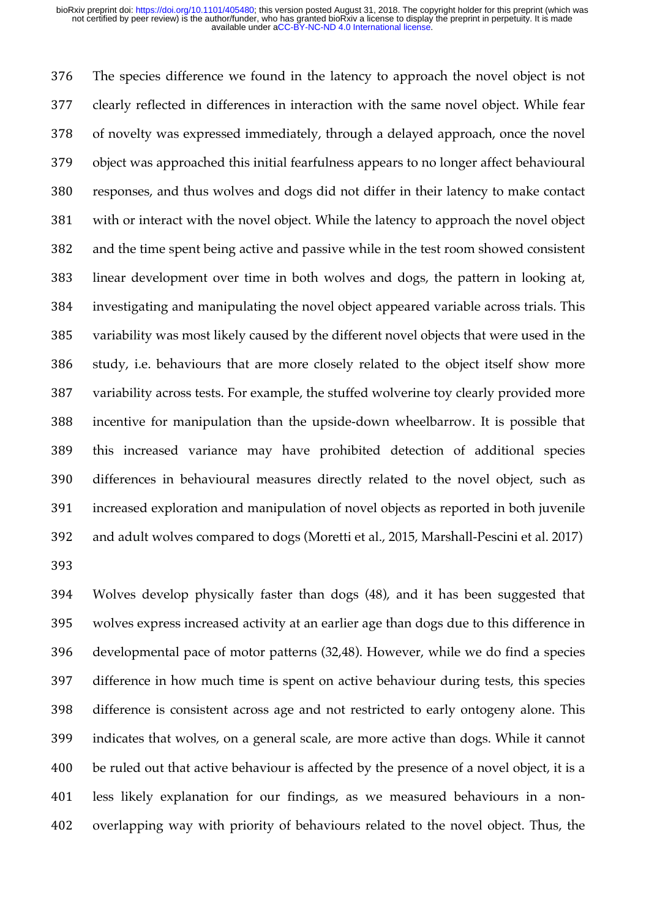The species difference we found in the latency to approach the novel object is not clearly reflected in differences in interaction with the same novel object. While fear of novelty was expressed immediately, through a delayed approach, once the novel object was approached this initial fearfulness appears to no longer affect behavioural responses, and thus wolves and dogs did not differ in their latency to make contact with or interact with the novel object. While the latency to approach the novel object and the time spent being active and passive while in the test room showed consistent linear development over time in both wolves and dogs, the pattern in looking at, investigating and manipulating the novel object appeared variable across trials. This variability was most likely caused by the different novel objects that were used in the study, i.e. behaviours that are more closely related to the object itself show more variability across tests. For example, the stuffed wolverine toy clearly provided more incentive for manipulation than the upside-down wheelbarrow. It is possible that this increased variance may have prohibited detection of additional species differences in behavioural measures directly related to the novel object, such as increased exploration and manipulation of novel objects as reported in both juvenile and adult wolves compared to dogs (Moretti et al., 2015, Marshall-Pescini et al. 2017)

Wolves develop physically faster than dogs (48), and it has been suggested that wolves express increased activity at an earlier age than dogs due to this difference in developmental pace of motor patterns (32,48). However, while we do find a species difference in how much time is spent on active behaviour during tests, this species difference is consistent across age and not restricted to early ontogeny alone. This indicates that wolves, on a general scale, are more active than dogs. While it cannot be ruled out that active behaviour is affected by the presence of a novel object, it is a less likely explanation for our findings, as we measured behaviours in a non-overlapping way with priority of behaviours related to the novel object. Thus, the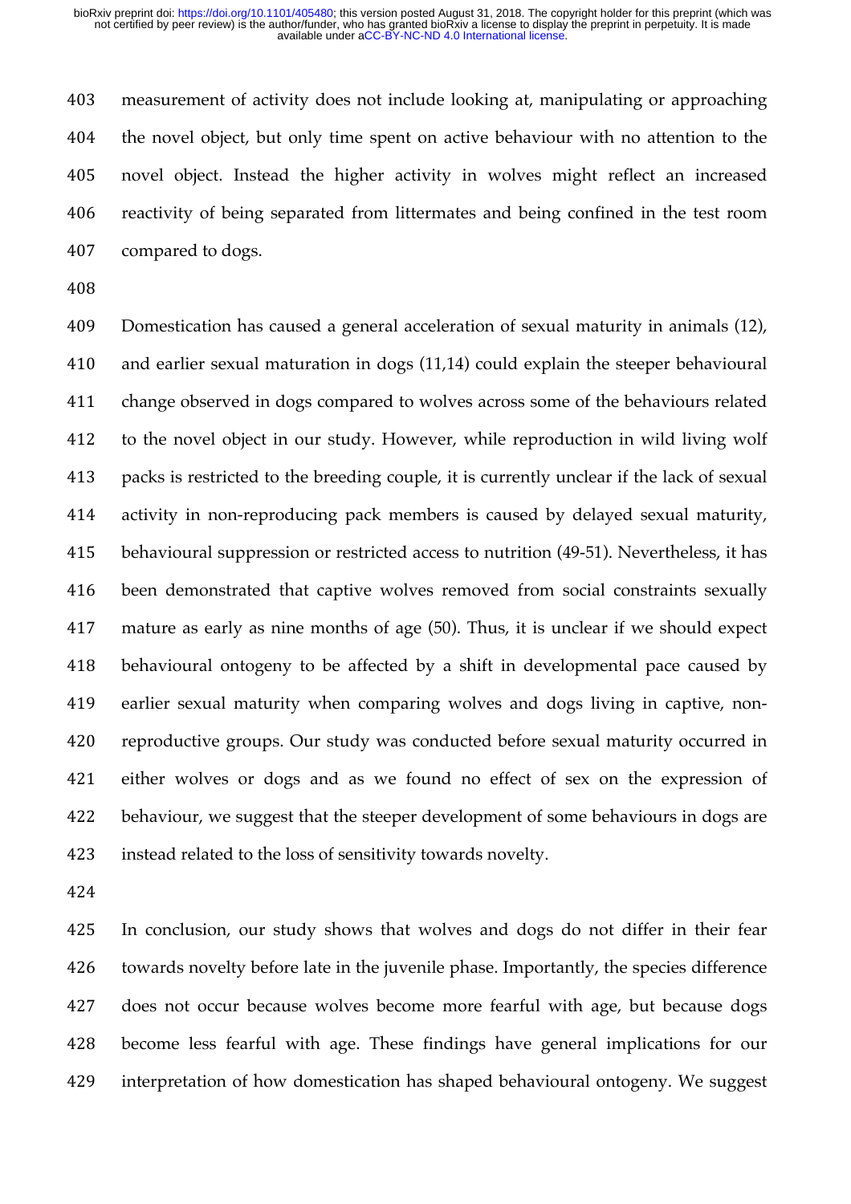measurement of activity does not include looking at, manipulating or approaching the novel object, but only time spent on active behaviour with no attention to the novel object. Instead the higher activity in wolves might reflect an increased reactivity of being separated from littermates and being confined in the test room compared to dogs.

Domestication has caused a general acceleration of sexual maturity in animals (12), and earlier sexual maturation in dogs (11,14) could explain the steeper behavioural change observed in dogs compared to wolves across some of the behaviours related to the novel object in our study. However, while reproduction in wild living wolf packs is restricted to the breeding couple, it is currently unclear if the lack of sexual activity in non-reproducing pack members is caused by delayed sexual maturity, behavioural suppression or restricted access to nutrition (49-51). Nevertheless, it has been demonstrated that captive wolves removed from social constraints sexually mature as early as nine months of age (50). Thus, it is unclear if we should expect behavioural ontogeny to be affected by a shift in developmental pace caused by earlier sexual maturity when comparing wolves and dogs living in captive, non-reproductive groups. Our study was conducted before sexual maturity occurred in either wolves or dogs and as we found no effect of sex on the expression of behaviour, we suggest that the steeper development of some behaviours in dogs are instead related to the loss of sensitivity towards novelty.

In conclusion, our study shows that wolves and dogs do not differ in their fear towards novelty before late in the juvenile phase. Importantly, the species difference does not occur because wolves become more fearful with age, but because dogs become less fearful with age. These findings have general implications for our interpretation of how domestication has shaped behavioural ontogeny. We suggest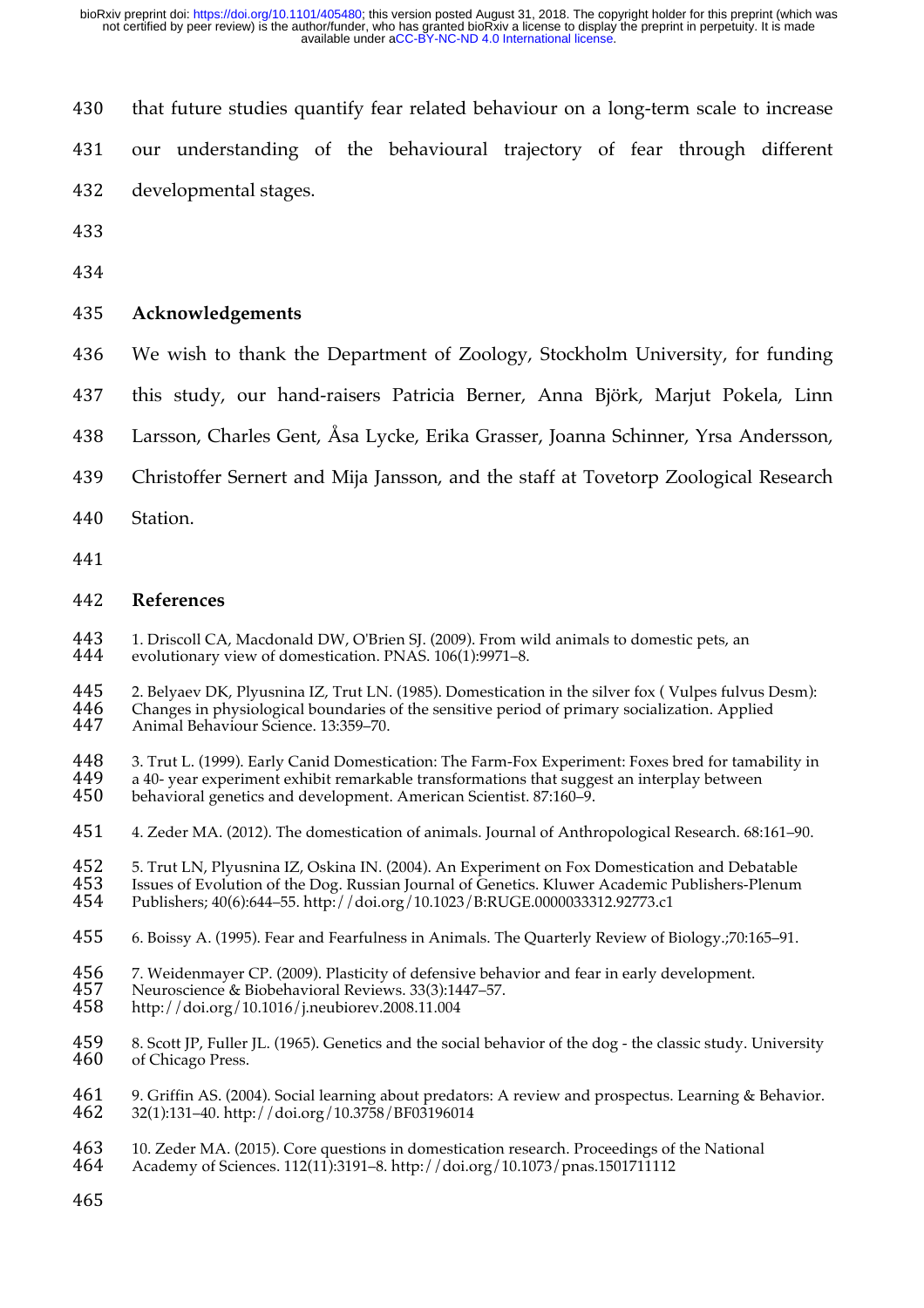that future studies quantify fear related behaviour on a long-term scale to increase our understanding of the behavioural trajectory of fear through different developmental stages.

## Acknowledgements

We wish to thank the Department of Zoology, Stockholm University, for funding this study, our hand-raisers Patricia Berner, Anna Björk, Marjut Pokela, Linn Larsson, Charles Gent, Åsa Lycke, Erika Grasser, Joanna Schinner, Yrsa Andersson, Christoffer Sernert and Mija Jansson, and the staff at Tovetorp Zoological Research Station.

## References

1. Driscoll CA, Macdonald DW, O'Brien SJ. (2009). From wild animals to domestic pets, an evolutionary view of domestication. PNAS. 106(1):9971–8.

2. Belyaev DK, Plyusnina IZ, Trut LN. (1985). Domestication in the silver fox ( Vulpes fulvus Desm): Changes in physiological boundaries of the sensitive period of primary socialization. Applied Animal Behaviour Science. 13:359–70.

3. Trut L. (1999). Early Canid Domestication: The Farm-Fox Experiment: Foxes bred for tamability in a 40- year experiment exhibit remarkable transformations that suggest an interplay between behavioral genetics and development. American Scientist. 87:160–9.

4. Zeder MA. (2012). The domestication of animals. Journal of Anthropological Research. 68:161–90.

5. Trut LN, Plyusnina IZ, Oskina IN. (2004). An Experiment on Fox Domestication and Debatable Issues of Evolution of the Dog. Russian Journal of Genetics. Kluwer Academic Publishers-Plenum Publishers; 40(6):644–55. http://doi.org/10.1023/B:RUGE.0000033312.92773.c1

6. Boissy A. (1995). Fear and Fearfulness in Animals. The Quarterly Review of Biology.;70:165–91.

7. Weidenmayer CP. (2009). Plasticity of defensive behavior and fear in early development. Neuroscience & Biobehavioral Reviews. 33(3):1447–57. http://doi.org/10.1016/j.neubiorev.2008.11.004

8. Scott JP, Fuller JL. (1965). Genetics and the social behavior of the dog - the classic study. University of Chicago Press.

9. Griffin AS. (2004). Social learning about predators: A review and prospectus. Learning & Behavior. 32(1):131–40. http://doi.org/10.3758/BF03196014

10. Zeder MA. (2015). Core questions in domestication research. Proceedings of the National Academy of Sciences. 112(11):3191–8. http://doi.org/10.1073/pnas.1501711112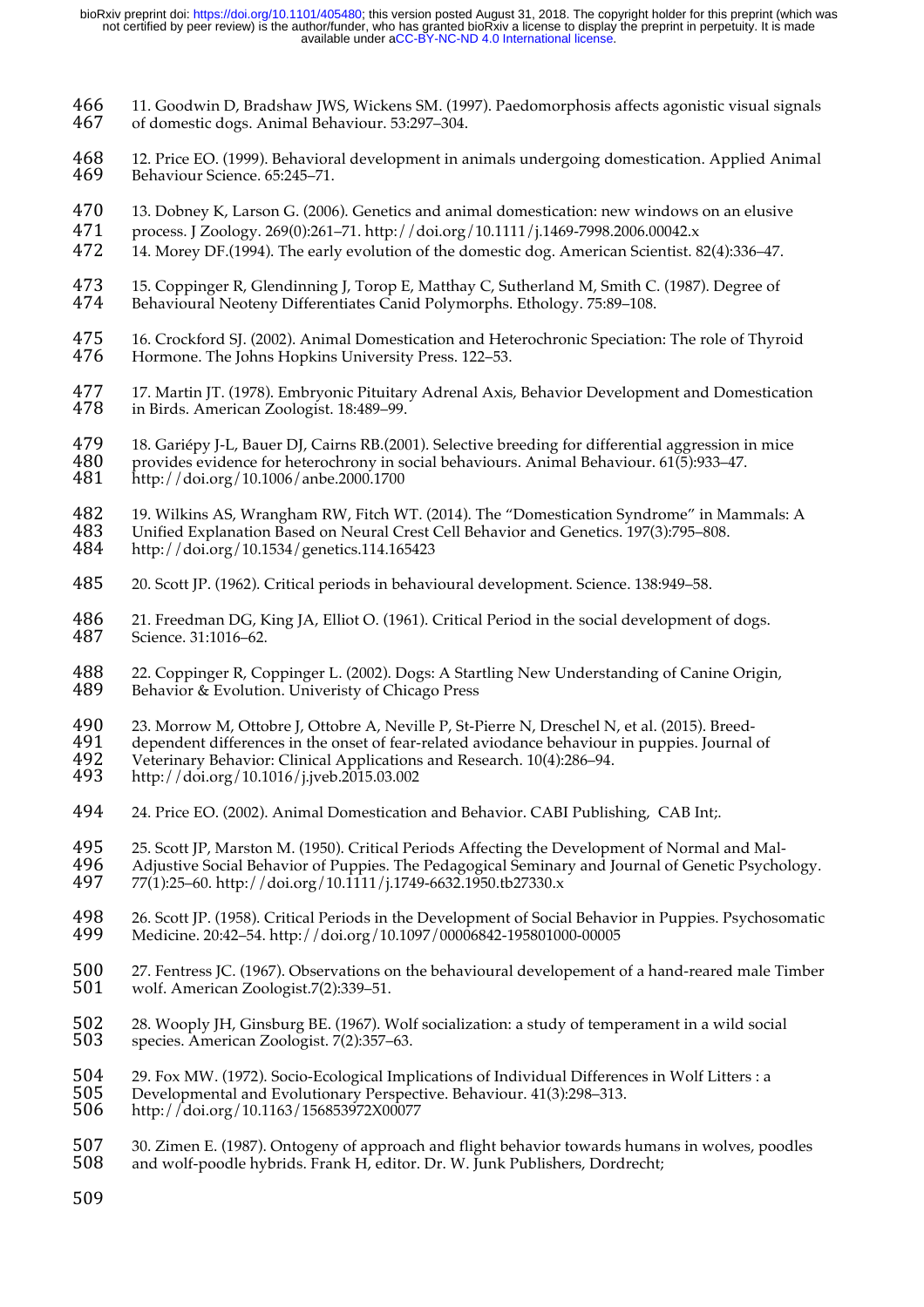11. Goodwin D, Bradshaw JWS, Wickens SM. (1997). Paedomorphosis affects agonistic visual signals of domestic dogs. Animal Behaviour. 53:297–304.

12. Price EO. (1999). Behavioral development in animals undergoing domestication. Applied Animal Behaviour Science. 65:245–71.

13. Dobney K, Larson G. (2006). Genetics and animal domestication: new windows on an elusive process. J Zoology. 269(0):261–71. http://doi.org/10.1111/j.1469-7998.2006.00042.x

14. Morey DF.(1994). The early evolution of the domestic dog. American Scientist. 82(4):336–47.

15. Coppinger R, Glendinning J, Torop E, Matthay C, Sutherland M, Smith C. (1987). Degree of Behavioural Neoteny Differentiates Canid Polymorphs. Ethology. 75:89–108.

16. Crockford SJ. (2002). Animal Domestication and Heterochronic Speciation: The role of Thyroid Hormone. The Johns Hopkins University Press. 122–53.

17. Martin JT. (1978). Embryonic Pituitary Adrenal Axis, Behavior Development and Domestication in Birds. American Zoologist. 18:489–99.

18. Gariépy J-L, Bauer DJ, Cairns RB.(2001). Selective breeding for differential aggression in mice provides evidence for heterochrony in social behaviours. Animal Behaviour. 61(5):933–47. http://doi.org/10.1006/anbe.2000.1700

19. Wilkins AS, Wrangham RW, Fitch WT. (2014). The "Domestication Syndrome" in Mammals: A Unified Explanation Based on Neural Crest Cell Behavior and Genetics. 197(3):795–808. http://doi.org/10.1534/genetics.114.165423

20. Scott JP. (1962). Critical periods in behavioural development. Science. 138:949–58.

21. Freedman DG, King JA, Elliot O. (1961). Critical Period in the social development of dogs. Science. 31:1016–62.

22. Coppinger R, Coppinger L. (2002). Dogs: A Startling New Understanding of Canine Origin, Behavior & Evolution. Univeristy of Chicago Press

23. Morrow M, Ottobre J, Ottobre A, Neville P, St-Pierre N, Dreschel N, et al. (2015). Breed-dependent differences in the onset of fear-related aviodance behaviour in puppies. Journal of Veterinary Behavior: Clinical Applications and Research. 10(4):286–94. http://doi.org/10.1016/j.jveb.2015.03.002

24. Price EO. (2002). Animal Domestication and Behavior. CABI Publishing, CAB Int;.

25. Scott JP, Marston M. (1950). Critical Periods Affecting the Development of Normal and Mal-Adjustive Social Behavior of Puppies. The Pedagogical Seminary and Journal of Genetic Psychology. 77(1):25–60. http://doi.org/10.1111/j.1749-6632.1950.tb27330.x

26. Scott JP. (1958). Critical Periods in the Development of Social Behavior in Puppies. Psychosomatic Medicine. 20:42–54. http://doi.org/10.1097/00006842-195801000-00005

27. Fentress JC. (1967). Observations on the behavioural developement of a hand-reared male Timber wolf. American Zoologist.7(2):339–51.

28. Wooply JH, Ginsburg BE. (1967). Wolf socialization: a study of temperament in a wild social species. American Zoologist. 7(2):357–63.

29. Fox MW. (1972). Socio-Ecological Implications of Individual Differences in Wolf Litters : a Developmental and Evolutionary Perspective. Behaviour. 41(3):298–313. http://doi.org/10.1163/156853972X00077

30. Zimen E. (1987). Ontogeny of approach and flight behavior towards humans in wolves, poodles and wolf-poodle hybrids. Frank H, editor. Dr. W. Junk Publishers, Dordrecht;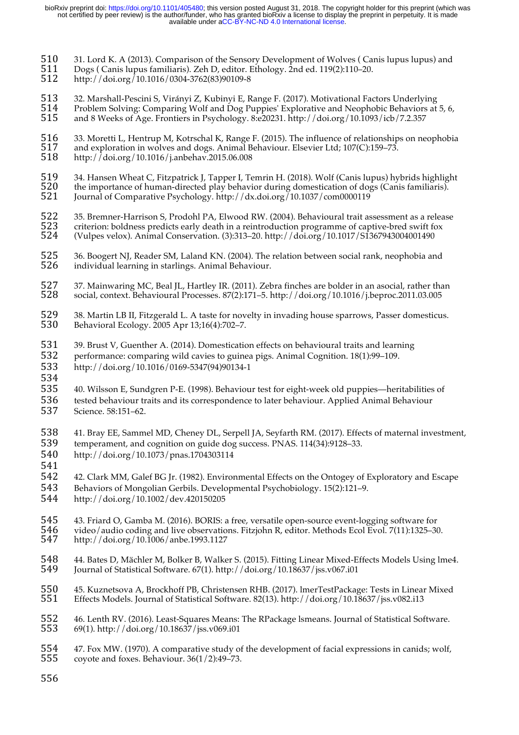31. Lord K. A (2013). Comparison of the Sensory Development of Wolves ( Canis lupus lupus) and Dogs ( Canis lupus familiaris). Zeh D, editor. Ethology. 2nd ed. 119(2):110–20. http://doi.org/10.1016/0304-3762(83)90109-8

32. Marshall-Pescini S, Virányi Z, Kubinyi E, Range F. (2017). Motivational Factors Underlying Problem Solving: Comparing Wolf and Dog Puppies' Explorative and Neophobic Behaviors at 5, 6, and 8 Weeks of Age. Frontiers in Psychology. 8:e20231. http://doi.org/10.1093/icb/7.2.357

33. Moretti L, Hentrup M, Kotrschal K, Range F. (2015). The influence of relationships on neophobia and exploration in wolves and dogs. Animal Behaviour. Elsevier Ltd; 107(C):159–73. http://doi.org/10.1016/j.anbehav.2015.06.008

34. Hansen Wheat C, Fitzpatrick J, Tapper I, Temrin H. (2018). Wolf (Canis lupus) hybrids highlight the importance of human-directed play behavior during domestication of dogs (Canis familiaris). Journal of Comparative Psychology. http://dx.doi.org/10.1037/com0000119

35. Bremner-Harrison S, Prodohl PA, Elwood RW. (2004). Behavioural trait assessment as a release criterion: boldness predicts early death in a reintroduction programme of captive-bred swift fox (Vulpes velox). Animal Conservation. (3):313–20. http://doi.org/10.1017/S1367943004001490

36. Boogert NJ, Reader SM, Laland KN. (2004). The relation between social rank, neophobia and individual learning in starlings. Animal Behaviour.

37. Mainwaring MC, Beal JL, Hartley IR. (2011). Zebra finches are bolder in an asocial, rather than social, context. Behavioural Processes. 87(2):171–5. http://doi.org/10.1016/j.beproc.2011.03.005

38. Martin LB II, Fitzgerald L. A taste for novelty in invading house sparrows, Passer domesticus. Behavioral Ecology. 2005 Apr 13;16(4):702–7.

39. Brust V, Guenther A. (2014). Domestication effects on behavioural traits and learning performance: comparing wild cavies to guinea pigs. Animal Cognition. 18(1):99–109. http://doi.org/10.1016/0169-5347(94)90134-1

40. Wilsson E, Sundgren P-E. (1998). Behaviour test for eight-week old puppies—heritabilities of tested behaviour traits and its correspondence to later behaviour. Applied Animal Behaviour Science. 58:151–62.

41. Bray EE, Sammel MD, Cheney DL, Serpell JA, Seyfarth RM. (2017). Effects of maternal investment, temperament, and cognition on guide dog success. PNAS. 114(34):9128–33. http://doi.org/10.1073/pnas.1704303114

42. Clark MM, Galef BG Jr. (1982). Environmental Effects on the Ontogey of Exploratory and Escape Behaviors of Mongolian Gerbils. Developmental Psychobiology. 15(2):121–9. http://doi.org/10.1002/dev.420150205

43. Friard O, Gamba M. (2016). BORIS: a free, versatile open-source event-logging software for video/audio coding and live observations. Fitzjohn R, editor. Methods Ecol Evol. 7(11):1325–30. http://doi.org/10.1006/anbe.1993.1127

44. Bates D, Mächler M, Bolker B, Walker S. (2015). Fitting Linear Mixed-Effects Models Using lme4. Journal of Statistical Software. 67(1). http://doi.org/10.18637/jss.v067.i01

45. Kuznetsova A, Brockhoff PB, Christensen RHB. (2017). lmerTestPackage: Tests in Linear Mixed Effects Models. Journal of Statistical Software. 82(13). http://doi.org/10.18637/jss.v082.i13

46. Lenth RV. (2016). Least-Squares Means: The RPackage lsmeans. Journal of Statistical Software. 69(1). http://doi.org/10.18637/jss.v069.i01

47. Fox MW. (1970). A comparative study of the development of facial expressions in canids; wolf, coyote and foxes. Behaviour. 36(1/2):49–73.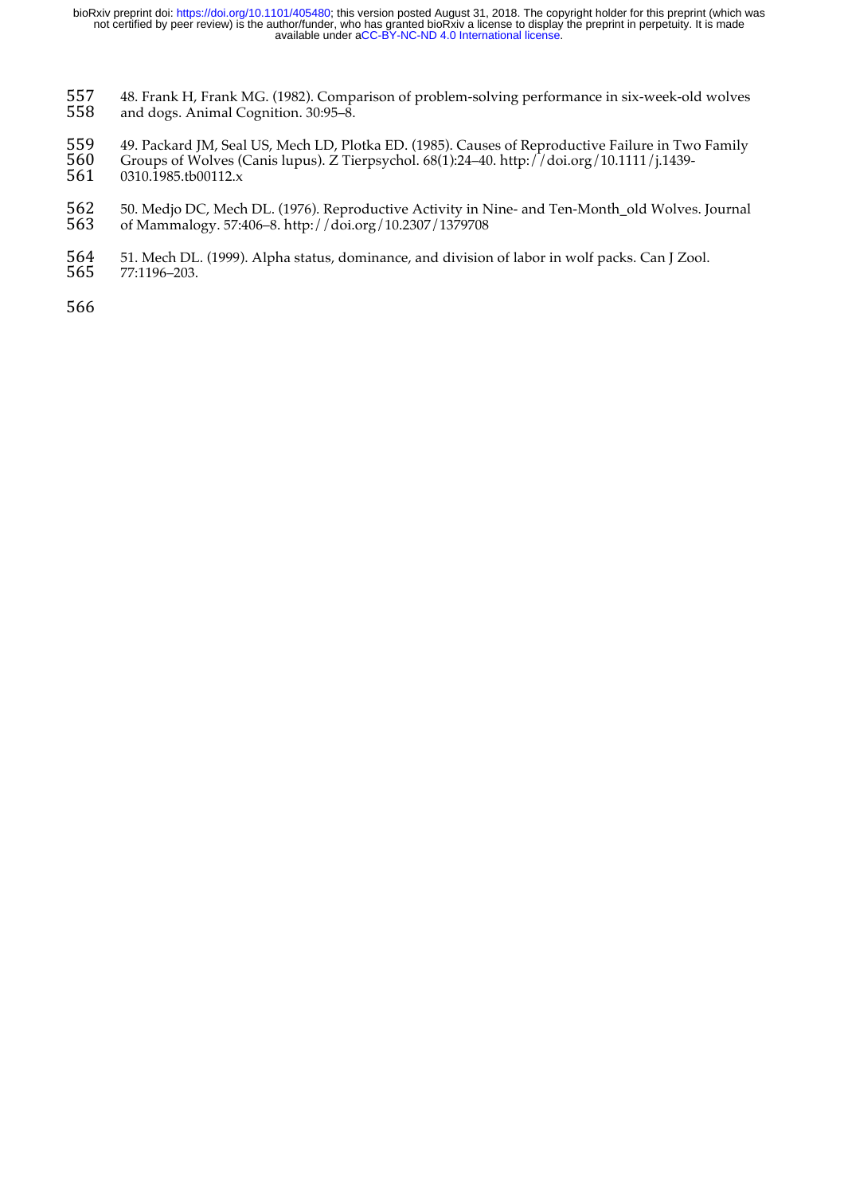48. Frank H, Frank MG. (1982). Comparison of problem-solving performance in six-week-old wolves and dogs. Animal Cognition. 30:95–8.

49. Packard JM, Seal US, Mech LD, Plotka ED. (1985). Causes of Reproductive Failure in Two Family Groups of Wolves (Canis lupus). Z Tierpsychol. 68(1):24–40. http://doi.org/10.1111/j.1439-0310.1985.tb00112.x

50. Medjo DC, Mech DL. (1976). Reproductive Activity in Nine- and Ten-Month_old Wolves. Journal of Mammalogy. 57:406–8. http://doi.org/10.2307/1379708

51. Mech DL. (1999). Alpha status, dominance, and division of labor in wolf packs. Can J Zool. 77:1196–203.